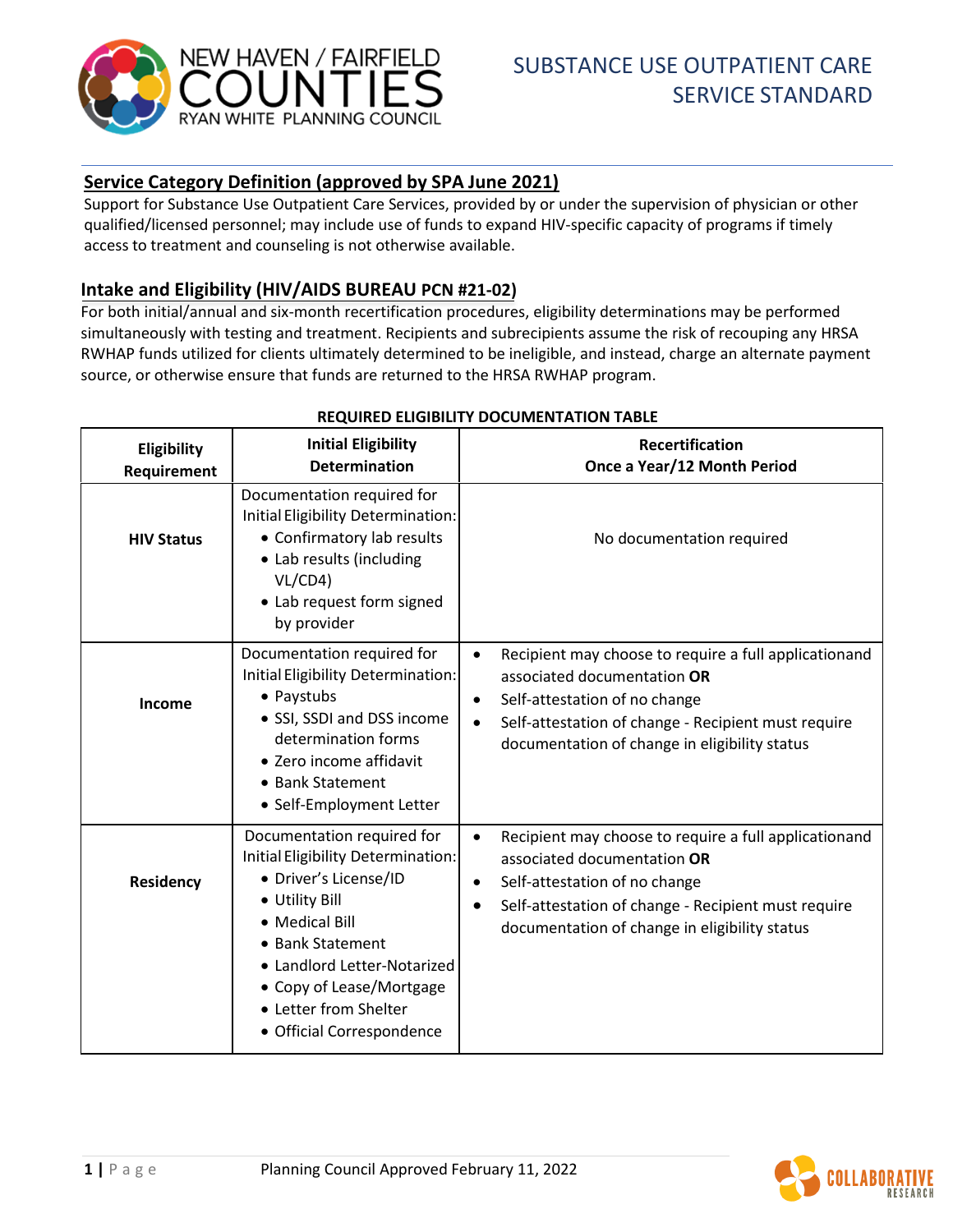# SUBSTANCE USE OUTPATIENT CARE SERVICE STANDARD

NEW HAVEN / FAIRFIELD COUNTIES RYAN WHITE PLANNING COUNCIL

## Service Category Definition (approved by SPA June 2021)

Support for Substance Use Outpatient Care Services, provided by or under the supervision of physician or other qualified/licensed personnel; may include use of funds to expand HIV-specific capacity of programs if timely access to treatment and counseling is not otherwise available.

## Intake and Eligibility (HIV/AIDS BUREAU PCN #21-02)

For both initial/annual and six-month recertification procedures, eligibility determinations may be performed simultaneously with testing and treatment. Recipients and subrecipients assume the risk of recouping any HRSA RWHAP funds utilized for clients ultimately determined to be ineligible, and instead, charge an alternate payment source, or otherwise ensure that funds are returned to the HRSA RWHAP program.

**REQUIRED ELIGIBILITY DOCUMENTATION TABLE**

| Eligibility Requirement | Initial Eligibility Determination | Recertification Once a Year/12 Month Period |
|---|---|---|
| **HIV Status** | Documentation required for Initial Eligibility Determination:<br>• Confirmatory lab results<br>• Lab results (including VL/CD4)<br>• Lab request form signed by provider | No documentation required |
| **Income** | Documentation required for Initial Eligibility Determination:<br>• Paystubs<br>• SSI, SSDI and DSS income determination forms<br>• Zero income affidavit<br>• Bank Statement<br>• Self-Employment Letter | • Recipient may choose to require a full applicationand associated documentation **OR**<br>• Self-attestation of no change<br>• Self-attestation of change - Recipient must require documentation of change in eligibility status |
| **Residency** | Documentation required for Initial Eligibility Determination:<br>• Driver's License/ID<br>• Utility Bill<br>• Medical Bill<br>• Bank Statement<br>• Landlord Letter-Notarized<br>• Copy of Lease/Mortgage<br>• Letter from Shelter<br>• Official Correspondence | • Recipient may choose to require a full applicationand associated documentation **OR**<br>• Self-attestation of no change<br>• Self-attestation of change - Recipient must require documentation of change in eligibility status |

Planning Council Approved February 11, 2022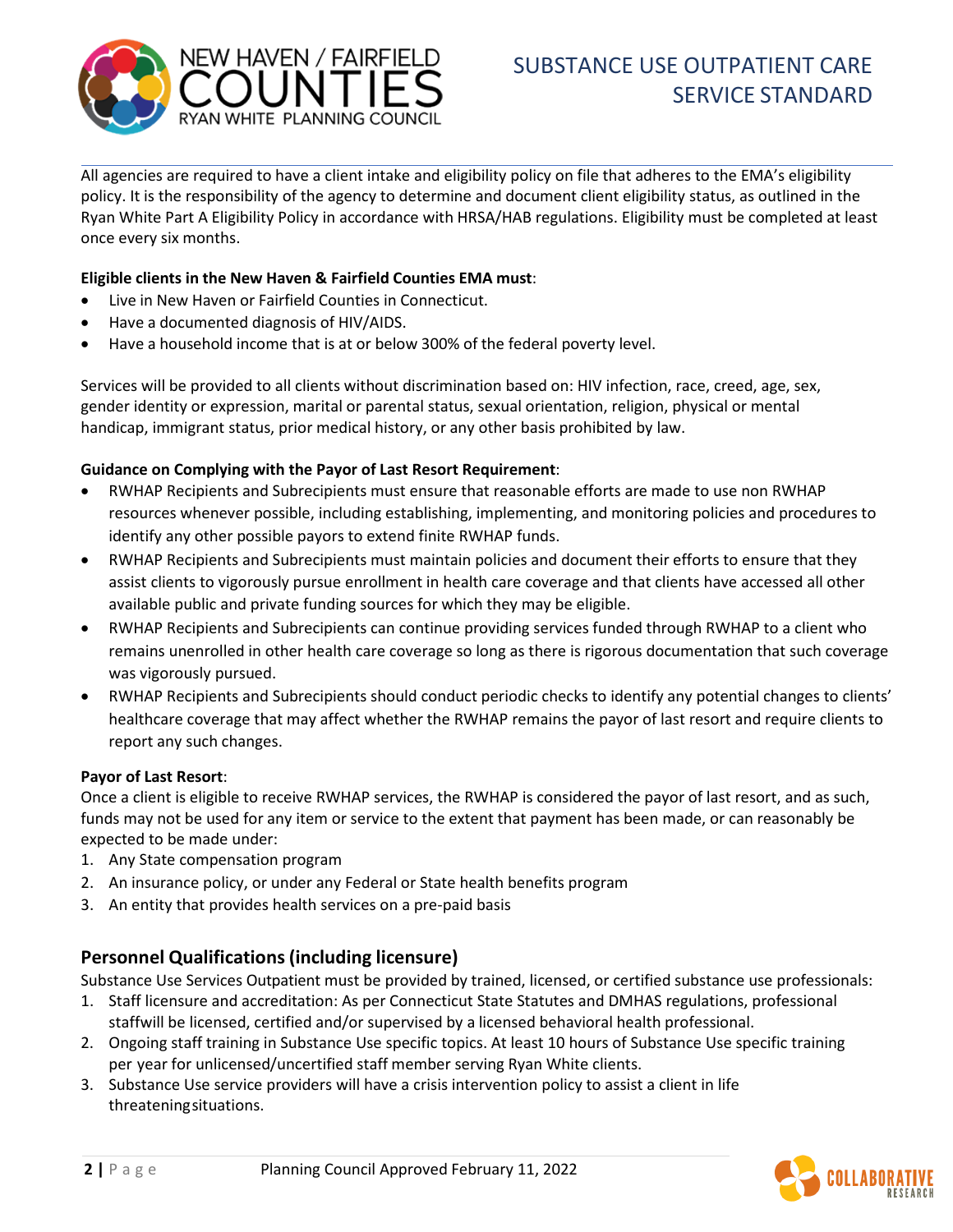All agencies are required to have a client intake and eligibility policy on file that adheres to the EMA's eligibility policy. It is the responsibility of the agency to determine and document client eligibility status, as outlined in the Ryan White Part A Eligibility Policy in accordance with HRSA/HAB regulations. Eligibility must be completed at least once every six months.

**Eligible clients in the New Haven & Fairfield Counties EMA must**:

- Live in New Haven or Fairfield Counties in Connecticut.
- Have a documented diagnosis of HIV/AIDS.
- Have a household income that is at or below 300% of the federal poverty level.

Services will be provided to all clients without discrimination based on: HIV infection, race, creed, age, sex, gender identity or expression, marital or parental status, sexual orientation, religion, physical or mental handicap, immigrant status, prior medical history, or any other basis prohibited by law.

**Guidance on Complying with the Payor of Last Resort Requirement**:

- RWHAP Recipients and Subrecipients must ensure that reasonable efforts are made to use non RWHAP resources whenever possible, including establishing, implementing, and monitoring policies and procedures to identify any other possible payors to extend finite RWHAP funds.
- RWHAP Recipients and Subrecipients must maintain policies and document their efforts to ensure that they assist clients to vigorously pursue enrollment in health care coverage and that clients have accessed all other available public and private funding sources for which they may be eligible.
- RWHAP Recipients and Subrecipients can continue providing services funded through RWHAP to a client who remains unenrolled in other health care coverage so long as there is rigorous documentation that such coverage was vigorously pursued.
- RWHAP Recipients and Subrecipients should conduct periodic checks to identify any potential changes to clients' healthcare coverage that may affect whether the RWHAP remains the payor of last resort and require clients to report any such changes.

**Payor of Last Resort**:
Once a client is eligible to receive RWHAP services, the RWHAP is considered the payor of last resort, and as such, funds may not be used for any item or service to the extent that payment has been made, or can reasonably be expected to be made under:

1. Any State compensation program
2. An insurance policy, or under any Federal or State health benefits program
3. An entity that provides health services on a pre-paid basis

## Personnel Qualifications (including licensure)

Substance Use Services Outpatient must be provided by trained, licensed, or certified substance use professionals:

1. Staff licensure and accreditation: As per Connecticut State Statutes and DMHAS regulations, professional staffwill be licensed, certified and/or supervised by a licensed behavioral health professional.
2. Ongoing staff training in Substance Use specific topics. At least 10 hours of Substance Use specific training per year for unlicensed/uncertified staff member serving Ryan White clients.
3. Substance Use service providers will have a crisis intervention policy to assist a client in life threateningsituations.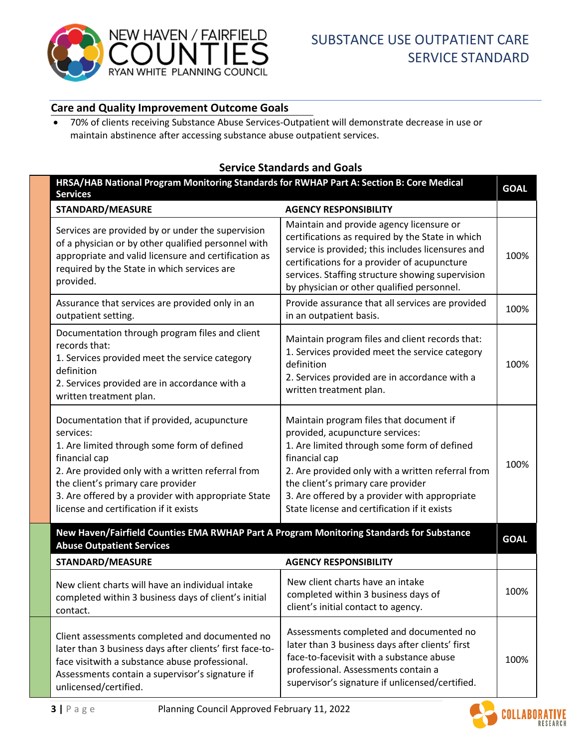## Care and Quality Improvement Outcome Goals

- 70% of clients receiving Substance Abuse Services-Outpatient will demonstrate decrease in use or maintain abstinence after accessing substance abuse outpatient services.

### Service Standards and Goals

| HRSA/HAB National Program Monitoring Standards for RWHAP Part A: Section B: Core Medical Services | | GOAL |
|---|---|---|
| **STANDARD/MEASURE** | **AGENCY RESPONSIBILITY** | |
| Services are provided by or under the supervision of a physician or by other qualified personnel with appropriate and valid licensure and certification as required by the State in which services are provided. | Maintain and provide agency licensure or certifications as required by the State in which service is provided; this includes licensures and certifications for a provider of acupuncture services. Staffing structure showing supervision by physician or other qualified personnel. | 100% |
| Assurance that services are provided only in an outpatient setting. | Provide assurance that all services are provided in an outpatient basis. | 100% |
| Documentation through program files and client records that:<br>1. Services provided meet the service category definition<br>2. Services provided are in accordance with a written treatment plan. | Maintain program files and client records that:<br>1. Services provided meet the service category definition<br>2. Services provided are in accordance with a written treatment plan. | 100% |
| Documentation that if provided, acupuncture services:<br>1. Are limited through some form of defined financial cap<br>2. Are provided only with a written referral from the client's primary care provider<br>3. Are offered by a provider with appropriate State license and certification if it exists | Maintain program files that document if provided, acupuncture services:<br>1. Are limited through some form of defined financial cap<br>2. Are provided only with a written referral from the client's primary care provider<br>3. Are offered by a provider with appropriate State license and certification if it exists | 100% |

| New Haven/Fairfield Counties EMA RWHAP Part A Program Monitoring Standards for Substance Abuse Outpatient Services | | GOAL |
|---|---|---|
| **STANDARD/MEASURE** | **AGENCY RESPONSIBILITY** | |
| New client charts will have an individual intake completed within 3 business days of client's initial contact. | New client charts have an intake completed within 3 business days of client's initial contact to agency. | 100% |
| Client assessments completed and documented no later than 3 business days after clients' first face-to-face visitwith a substance abuse professional. Assessments contain a supervisor's signature if unlicensed/certified. | Assessments completed and documented no later than 3 business days after clients' first face-to-facevisit with a substance abuse professional. Assessments contain a supervisor's signature if unlicensed/certified. | 100% |

Planning Council Approved February 11, 2022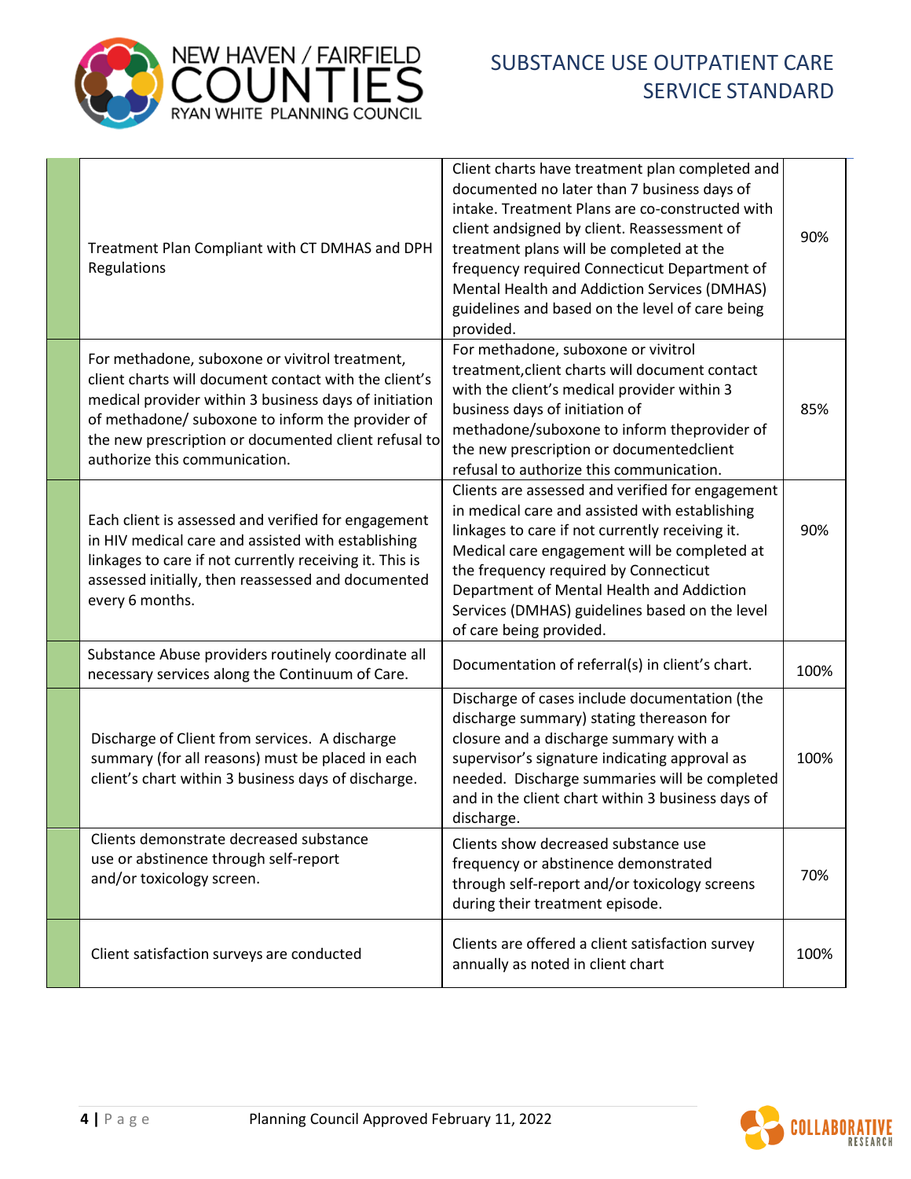| | | | |
|---|---|---|---|
| | Treatment Plan Compliant with CT DMHAS and DPH Regulations | Client charts have treatment plan completed and documented no later than 7 business days of intake. Treatment Plans are co-constructed with client andsigned by client. Reassessment of treatment plans will be completed at the frequency required Connecticut Department of Mental Health and Addiction Services (DMHAS) guidelines and based on the level of care being provided. | 90% |
| | For methadone, suboxone or vivitrol treatment, client charts will document contact with the client's medical provider within 3 business days of initiation of methadone/ suboxone to inform the provider of the new prescription or documented client refusal to authorize this communication. | For methadone, suboxone or vivitrol treatment,client charts will document contact with the client's medical provider within 3 business days of initiation of methadone/suboxone to inform theprovider of the new prescription or documentedclient refusal to authorize this communication. | 85% |
| | Each client is assessed and verified for engagement in HIV medical care and assisted with establishing linkages to care if not currently receiving it. This is assessed initially, then reassessed and documented every 6 months. | Clients are assessed and verified for engagement in medical care and assisted with establishing linkages to care if not currently receiving it. Medical care engagement will be completed at the frequency required by Connecticut Department of Mental Health and Addiction Services (DMHAS) guidelines based on the level of care being provided. | 90% |
| | Substance Abuse providers routinely coordinate all necessary services along the Continuum of Care. | Documentation of referral(s) in client's chart. | 100% |
| | Discharge of Client from services. A discharge summary (for all reasons) must be placed in each client's chart within 3 business days of discharge. | Discharge of cases include documentation (the discharge summary) stating thereason for closure and a discharge summary with a supervisor's signature indicating approval as needed. Discharge summaries will be completed and in the client chart within 3 business days of discharge. | 100% |
| | Clients demonstrate decreased substance use or abstinence through self-report and/or toxicology screen. | Clients show decreased substance use frequency or abstinence demonstrated through self-report and/or toxicology screens during their treatment episode. | 70% |
| | Client satisfaction surveys are conducted | Clients are offered a client satisfaction survey annually as noted in client chart | 100% |

Planning Council Approved February 11, 2022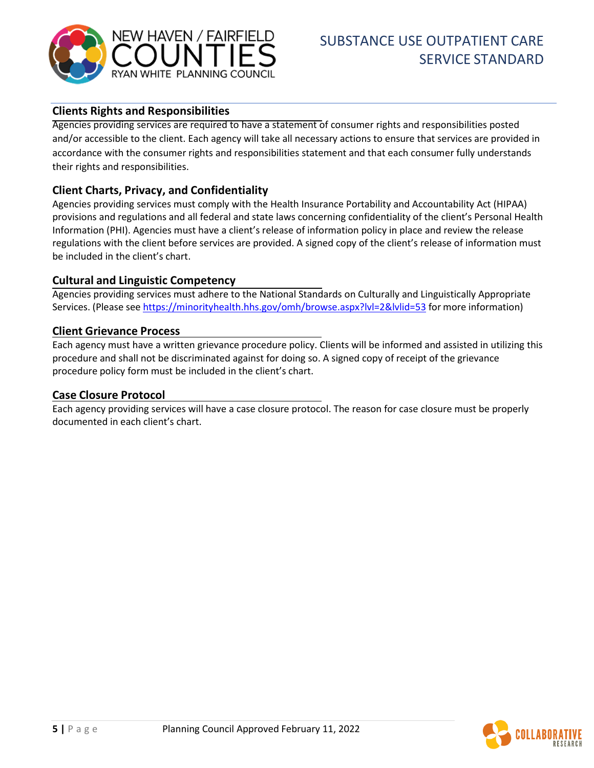### Clients Rights and Responsibilities

Agencies providing services are required to have a statement of consumer rights and responsibilities posted and/or accessible to the client. Each agency will take all necessary actions to ensure that services are provided in accordance with the consumer rights and responsibilities statement and that each consumer fully understands their rights and responsibilities.

### Client Charts, Privacy, and Confidentiality

Agencies providing services must comply with the Health Insurance Portability and Accountability Act (HIPAA) provisions and regulations and all federal and state laws concerning confidentiality of the client's Personal Health Information (PHI). Agencies must have a client's release of information policy in place and review the release regulations with the client before services are provided. A signed copy of the client's release of information must be included in the client's chart.

### Cultural and Linguistic Competency

Agencies providing services must adhere to the National Standards on Culturally and Linguistically Appropriate Services. (Please see https://minorityhealth.hhs.gov/omh/browse.aspx?lvl=2&lvlid=53 for more information)

### Client Grievance Process

Each agency must have a written grievance procedure policy. Clients will be informed and assisted in utilizing this procedure and shall not be discriminated against for doing so. A signed copy of receipt of the grievance procedure policy form must be included in the client's chart.

### Case Closure Protocol

Each agency providing services will have a case closure protocol. The reason for case closure must be properly documented in each client's chart.